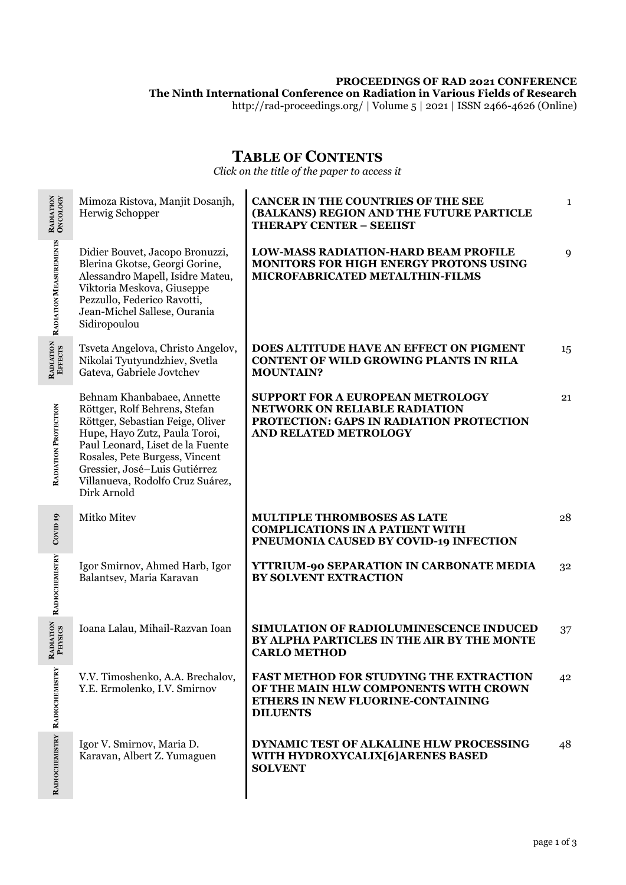**PROCEEDINGS OF RAD 2021 CONFERENCE**
**The Ninth International Conference on Radiation in Various Fields of Research**
http://rad-proceedings.org/ | Volume 5 | 2021 | ISSN 2466-4626 (Online)

# TABLE OF CONTENTS

*Click on the title of the paper to access it*

| Section | Authors | Title | Page |
|---|---|---|---|
| RADIATION ONCOLOGY | Mimoza Ristova, Manjit Dosanjh, Herwig Schopper | **CANCER IN THE COUNTRIES OF THE SEE (BALKANS) REGION AND THE FUTURE PARTICLE THERAPY CENTER – SEEIIST** | 1 |
| RADIATION MEASUREMENTS | Didier Bouvet, Jacopo Bronuzzi, Blerina Gkotse, Georgi Gorine, Alessandro Mapell, Isidre Mateu, Viktoria Meskova, Giuseppe Pezzullo, Federico Ravotti, Jean-Michel Sallese, Ourania Sidiropoulou | **LOW-MASS RADIATION-HARD BEAM PROFILE MONITORS FOR HIGH ENERGY PROTONS USING MICROFABRICATED METALTHIN-FILMS** | 9 |
| RADIATION EFFECTS | Tsveta Angelova, Christo Angelov, Nikolai Tyutyundzhiev, Svetla Gateva, Gabriele Jovtchev | **DOES ALTITUDE HAVE AN EFFECT ON PIGMENT CONTENT OF WILD GROWING PLANTS IN RILA MOUNTAIN?** | 15 |
| RADIATION PROTECTION | Behnam Khanbabaee, Annette Röttger, Rolf Behrens, Stefan Röttger, Sebastian Feige, Oliver Hupe, Hayo Zutz, Paula Toroi, Paul Leonard, Liset de la Fuente Rosales, Pete Burgess, Vincent Gressier, José–Luis Gutiérrez Villanueva, Rodolfo Cruz Suárez, Dirk Arnold | **SUPPORT FOR A EUROPEAN METROLOGY NETWORK ON RELIABLE RADIATION PROTECTION: GAPS IN RADIATION PROTECTION AND RELATED METROLOGY** | 21 |
| COVID 19 | Mitko Mitev | **MULTIPLE THROMBOSES AS LATE COMPLICATIONS IN A PATIENT WITH PNEUMONIA CAUSED BY COVID-19 INFECTION** | 28 |
| RADIOCHEMISTRY | Igor Smirnov, Ahmed Harb, Igor Balantsev, Maria Karavan | **YTTRIUM-90 SEPARATION IN CARBONATE MEDIA BY SOLVENT EXTRACTION** | 32 |
| RADIATION PHYSICS | Ioana Lalau, Mihail-Razvan Ioan | **SIMULATION OF RADIOLUMINESCENCE INDUCED BY ALPHA PARTICLES IN THE AIR BY THE MONTE CARLO METHOD** | 37 |
| RADIOCHEMISTRY | V.V. Timoshenko, A.A. Brechalov, Y.E. Ermolenko, I.V. Smirnov | **FAST METHOD FOR STUDYING THE EXTRACTION OF THE MAIN HLW COMPONENTS WITH CROWN ETHERS IN NEW FLUORINE-CONTAINING DILUENTS** | 42 |
| RADIOCHEMISTRY | Igor V. Smirnov, Maria D. Karavan, Albert Z. Yumaguen | **DYNAMIC TEST OF ALKALINE HLW PROCESSING WITH HYDROXYCALIX[6]ARENES BASED SOLVENT** | 48 |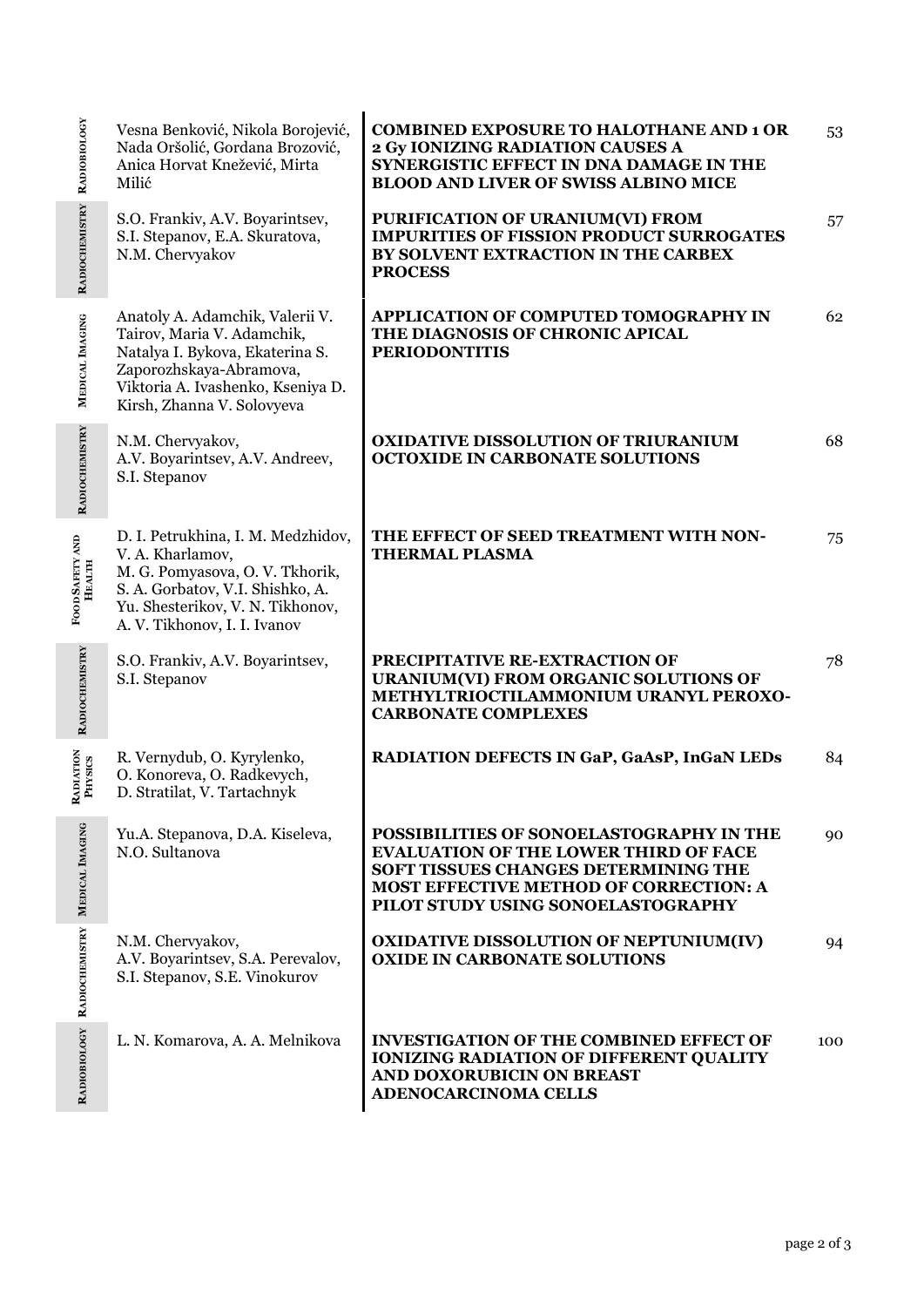| Section | Authors | Title | Page |
| --- | --- | --- | --- |
| Radiobiology | Vesna Benković, Nikola Borojević, Nada Oršolić, Gordana Brozović, Anica Horvat Knežević, Mirta Milić | **COMBINED EXPOSURE TO HALOTHANE AND 1 OR 2 Gy IONIZING RADIATION CAUSES A SYNERGISTIC EFFECT IN DNA DAMAGE IN THE BLOOD AND LIVER OF SWISS ALBINO MICE** | 53 |
| Radiochemistry | S.O. Frankiv, A.V. Boyarintsev, S.I. Stepanov, E.A. Skuratova, N.M. Chervyakov | **PURIFICATION OF URANIUM(VI) FROM IMPURITIES OF FISSION PRODUCT SURROGATES BY SOLVENT EXTRACTION IN THE CARBEX PROCESS** | 57 |
| Medical Imaging | Anatoly A. Adamchik, Valerii V. Tairov, Maria V. Adamchik, Natalya I. Bykova, Ekaterina S. Zaporozhskaya-Abramova, Viktoria A. Ivashenko, Kseniya D. Kirsh, Zhanna V. Solovyeva | **APPLICATION OF COMPUTED TOMOGRAPHY IN THE DIAGNOSIS OF CHRONIC APICAL PERIODONTITIS** | 62 |
| Radiochemistry | N.M. Chervyakov, A.V. Boyarintsev, A.V. Andreev, S.I. Stepanov | **OXIDATIVE DISSOLUTION OF TRIURANIUM OCTOXIDE IN CARBONATE SOLUTIONS** | 68 |
| Food Safety and Health | D. I. Petrukhina, I. M. Medzhidov, V. A. Kharlamov, M. G. Pomyasova, O. V. Tkhorik, S. A. Gorbatov, V.I. Shishko, A. Yu. Shesterikov, V. N. Tikhonov, A. V. Tikhonov, I. I. Ivanov | **THE EFFECT OF SEED TREATMENT WITH NON-THERMAL PLASMA** | 75 |
| Radiochemistry | S.O. Frankiv, A.V. Boyarintsev, S.I. Stepanov | **PRECIPITATIVE RE-EXTRACTION OF URANIUM(VI) FROM ORGANIC SOLUTIONS OF METHYLTRIOCTILAMMONIUM URANYL PEROXO-CARBONATE COMPLEXES** | 78 |
| Radiation Physics | R. Vernydub, O. Kyrylenko, O. Konoreva, O. Radkevych, D. Stratilat, V. Tartachnyk | **RADIATION DEFECTS IN GaP, GaAsP, InGaN LEDs** | 84 |
| Medical Imaging | Yu.A. Stepanova, D.A. Kiseleva, N.O. Sultanova | **POSSIBILITIES OF SONOELASTOGRAPHY IN THE EVALUATION OF THE LOWER THIRD OF FACE SOFT TISSUES CHANGES DETERMINING THE MOST EFFECTIVE METHOD OF CORRECTION: A PILOT STUDY USING SONOELASTOGRAPHY** | 90 |
| Radiochemistry | N.M. Chervyakov, A.V. Boyarintsev, S.A. Perevalov, S.I. Stepanov, S.E. Vinokurov | **OXIDATIVE DISSOLUTION OF NEPTUNIUM(IV) OXIDE IN CARBONATE SOLUTIONS** | 94 |
| Radiobiology | L. N. Komarova, A. A. Melnikova | **INVESTIGATION OF THE COMBINED EFFECT OF IONIZING RADIATION OF DIFFERENT QUALITY AND DOXORUBICIN ON BREAST ADENOCARCINOMA CELLS** | 100 |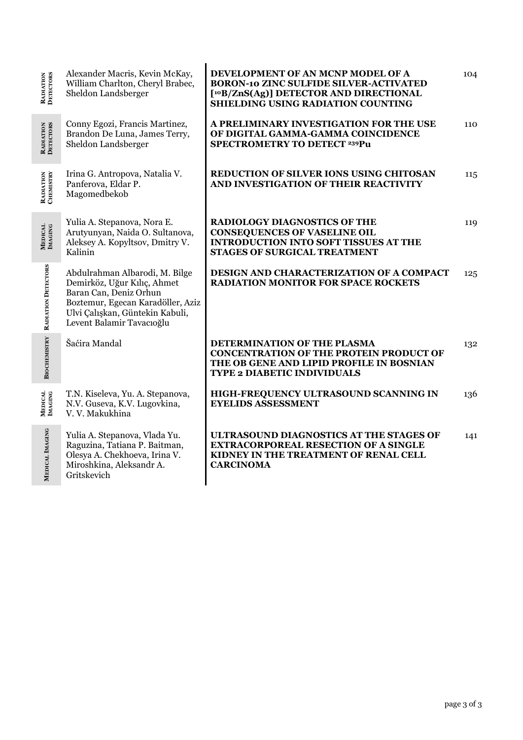| | | | |
|---|---|---|---|
| RADIATION DETECTORS | Alexander Macris, Kevin McKay, William Charlton, Cheryl Brabec, Sheldon Landsberger | **DEVELOPMENT OF AN MCNP MODEL OF A BORON-10 ZINC SULFIDE SILVER-ACTIVATED [$^{10}B/ZnS(Ag)$] DETECTOR AND DIRECTIONAL SHIELDING USING RADIATION COUNTING** | 104 |
| RADIATION DETECTORS | Conny Egozi, Francis Martinez, Brandon De Luna, James Terry, Sheldon Landsberger | **A PRELIMINARY INVESTIGATION FOR THE USE OF DIGITAL GAMMA-GAMMA COINCIDENCE SPECTROMETRY TO DETECT $^{239}Pu$** | 110 |
| RADIATION CHEMISTRY | Irina G. Antropova, Natalia V. Panferova, Eldar P. Magomedbekob | **REDUCTION OF SILVER IONS USING CHITOSAN AND INVESTIGATION OF THEIR REACTIVITY** | 115 |
| MEDICAL IMAGING | Yulia A. Stepanova, Nora E. Arutyunyan, Naida O. Sultanova, Aleksey A. Kopyltsov, Dmitry V. Kalinin | **RADIOLOGY DIAGNOSTICS OF THE CONSEQUENCES OF VASELINE OIL INTRODUCTION INTO SOFT TISSUES AT THE STAGES OF SURGICAL TREATMENT** | 119 |
| RADIATION DETECTORS | Abdulrahman Albarodi, M. Bilge Demirköz, Uğur Kılıç, Ahmet Baran Can, Deniz Orhun Boztemur, Egecan Karadöller, Aziz Ulvi Çalışkan, Güntekin Kabuli, Levent Balamir Tavacıoğlu | **DESIGN AND CHARACTERIZATION OF A COMPACT RADIATION MONITOR FOR SPACE ROCKETS** | 125 |
| BIOCHEMISTRY | Šaćira Mandal | **DETERMINATION OF THE PLASMA CONCENTRATION OF THE PROTEIN PRODUCT OF THE OB GENE AND LIPID PROFILE IN BOSNIAN TYPE 2 DIABETIC INDIVIDUALS** | 132 |
| MEDICAL IMAGING | T.N. Kiseleva, Yu. A. Stepanova, N.V. Guseva, K.V. Lugovkina, V. V. Makukhina | **HIGH-FREQUENCY ULTRASOUND SCANNING IN EYELIDS ASSESSMENT** | 136 |
| MEDICAL IMAGING | Yulia A. Stepanova, Vlada Yu. Raguzina, Tatiana P. Baitman, Olesya A. Chekhoeva, Irina V. Miroshkina, Aleksandr A. Gritskevich | **ULTRASOUND DIAGNOSTICS AT THE STAGES OF EXTRACORPOREAL RESECTION OF A SINGLE KIDNEY IN THE TREATMENT OF RENAL CELL CARCINOMA** | 141 |